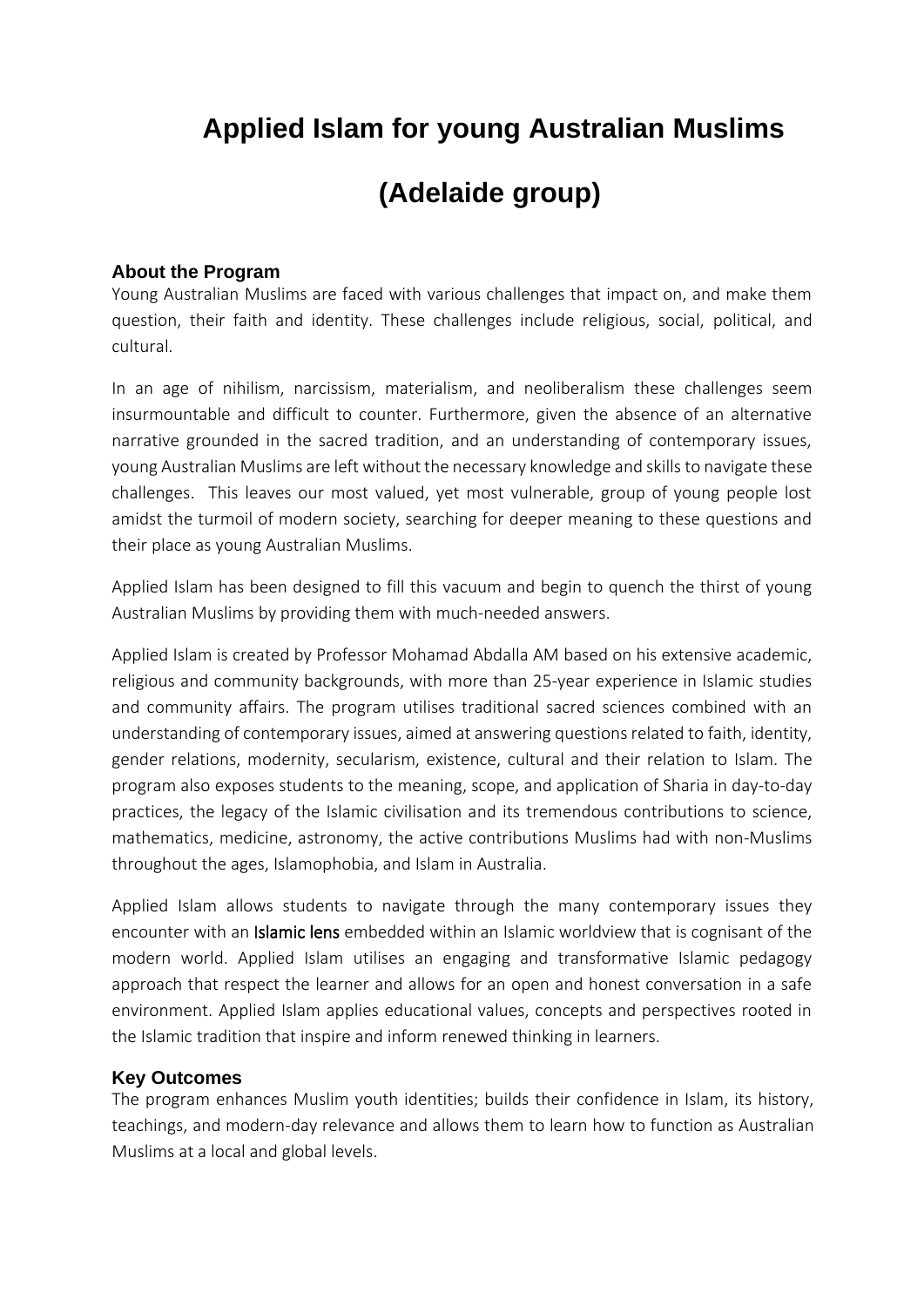# Applied Islam for young Australian Muslims

# (Adelaide group)

### About the Program

Young Australian Muslims are faced with various challenges that impact on, and make them question, their faith and identity. These challenges include religious, social, political, and cultural.

In an age of nihilism, narcissism, materialism, and neoliberalism these challenges seem insurmountable and difficult to counter. Furthermore, given the absence of an alternative narrative grounded in the sacred tradition, and an understanding of contemporary issues, young Australian Muslims are left without the necessary knowledge and skills to navigate these challenges. This leaves our most valued, yet most vulnerable, group of young people lost amidst the turmoil of modern society, searching for deeper meaning to these questions and their place as young Australian Muslims.

Applied Islam has been designed to fill this vacuum and begin to quench the thirst of young Australian Muslims by providing them with much-needed answers.

Applied Islam is created by Professor Mohamad Abdalla AM based on his extensive academic, religious and community backgrounds, with more than 25-year experience in Islamic studies and community affairs. The program utilises traditional sacred sciences combined with an understanding of contemporary issues, aimed at answering questions related to faith, identity, gender relations, modernity, secularism, existence, cultural and their relation to Islam. The program also exposes students to the meaning, scope, and application of Sharia in day-to-day practices, the legacy of the Islamic civilisation and its tremendous contributions to science, mathematics, medicine, astronomy, the active contributions Muslims had with non-Muslims throughout the ages, Islamophobia, and Islam in Australia.

Applied Islam allows students to navigate through the many contemporary issues they encounter with an Islamic lens embedded within an Islamic worldview that is cognisant of the modern world. Applied Islam utilises an engaging and transformative Islamic pedagogy approach that respect the learner and allows for an open and honest conversation in a safe environment. Applied Islam applies educational values, concepts and perspectives rooted in the Islamic tradition that inspire and inform renewed thinking in learners.

### Key Outcomes

The program enhances Muslim youth identities; builds their confidence in Islam, its history, teachings, and modern-day relevance and allows them to learn how to function as Australian Muslims at a local and global levels.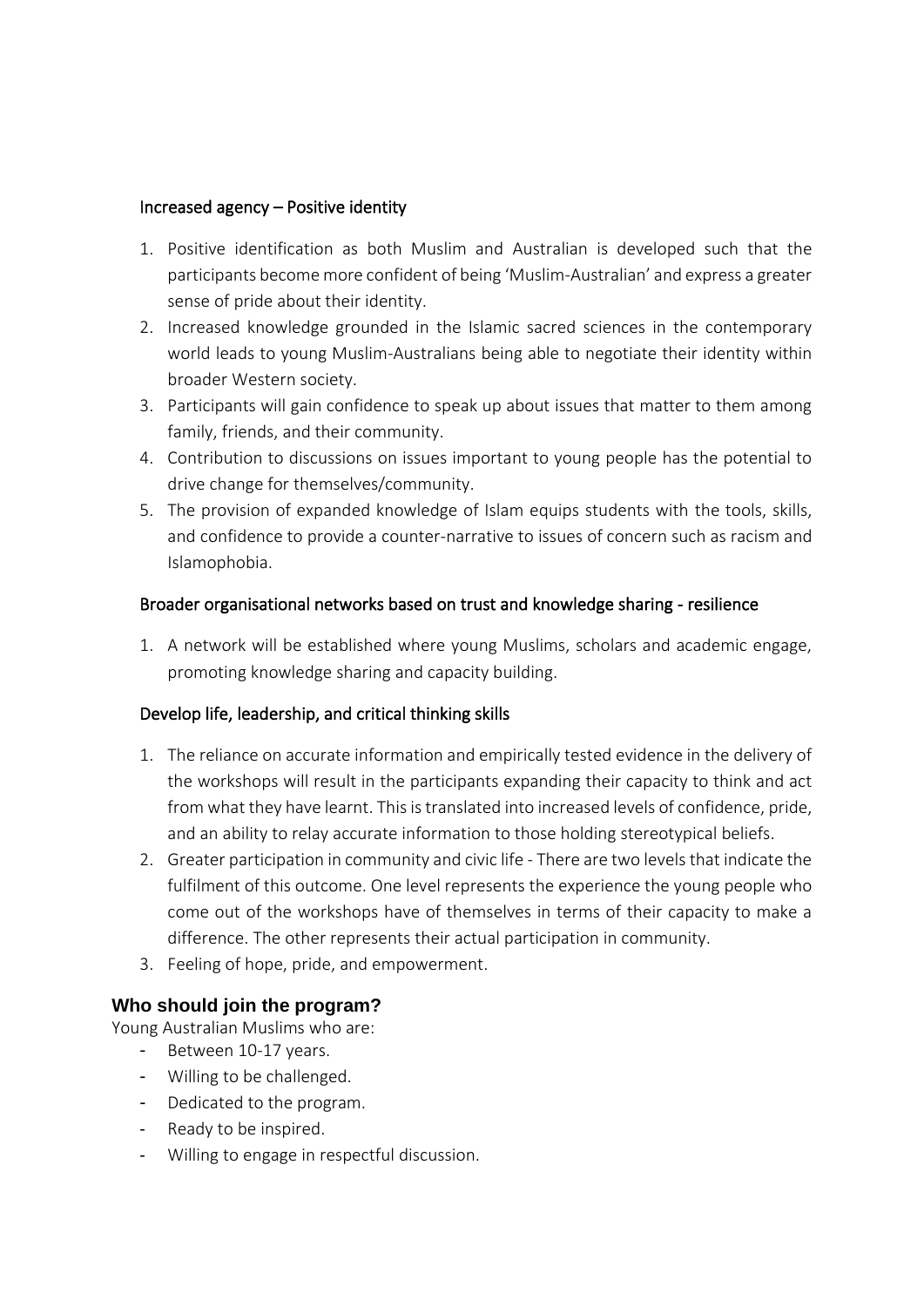### Increased agency – Positive identity

1. Positive identification as both Muslim and Australian is developed such that the participants become more confident of being 'Muslim-Australian' and express a greater sense of pride about their identity.
2. Increased knowledge grounded in the Islamic sacred sciences in the contemporary world leads to young Muslim-Australians being able to negotiate their identity within broader Western society.
3. Participants will gain confidence to speak up about issues that matter to them among family, friends, and their community.
4. Contribution to discussions on issues important to young people has the potential to drive change for themselves/community.
5. The provision of expanded knowledge of Islam equips students with the tools, skills, and confidence to provide a counter-narrative to issues of concern such as racism and Islamophobia.

### Broader organisational networks based on trust and knowledge sharing - resilience

1. A network will be established where young Muslims, scholars and academic engage, promoting knowledge sharing and capacity building.

### Develop life, leadership, and critical thinking skills

1. The reliance on accurate information and empirically tested evidence in the delivery of the workshops will result in the participants expanding their capacity to think and act from what they have learnt. This is translated into increased levels of confidence, pride, and an ability to relay accurate information to those holding stereotypical beliefs.
2. Greater participation in community and civic life - There are two levels that indicate the fulfilment of this outcome. One level represents the experience the young people who come out of the workshops have of themselves in terms of their capacity to make a difference. The other represents their actual participation in community.
3. Feeling of hope, pride, and empowerment.

## Who should join the program?

Young Australian Muslims who are:

- Between 10-17 years.
- Willing to be challenged.
- Dedicated to the program.
- Ready to be inspired.
- Willing to engage in respectful discussion.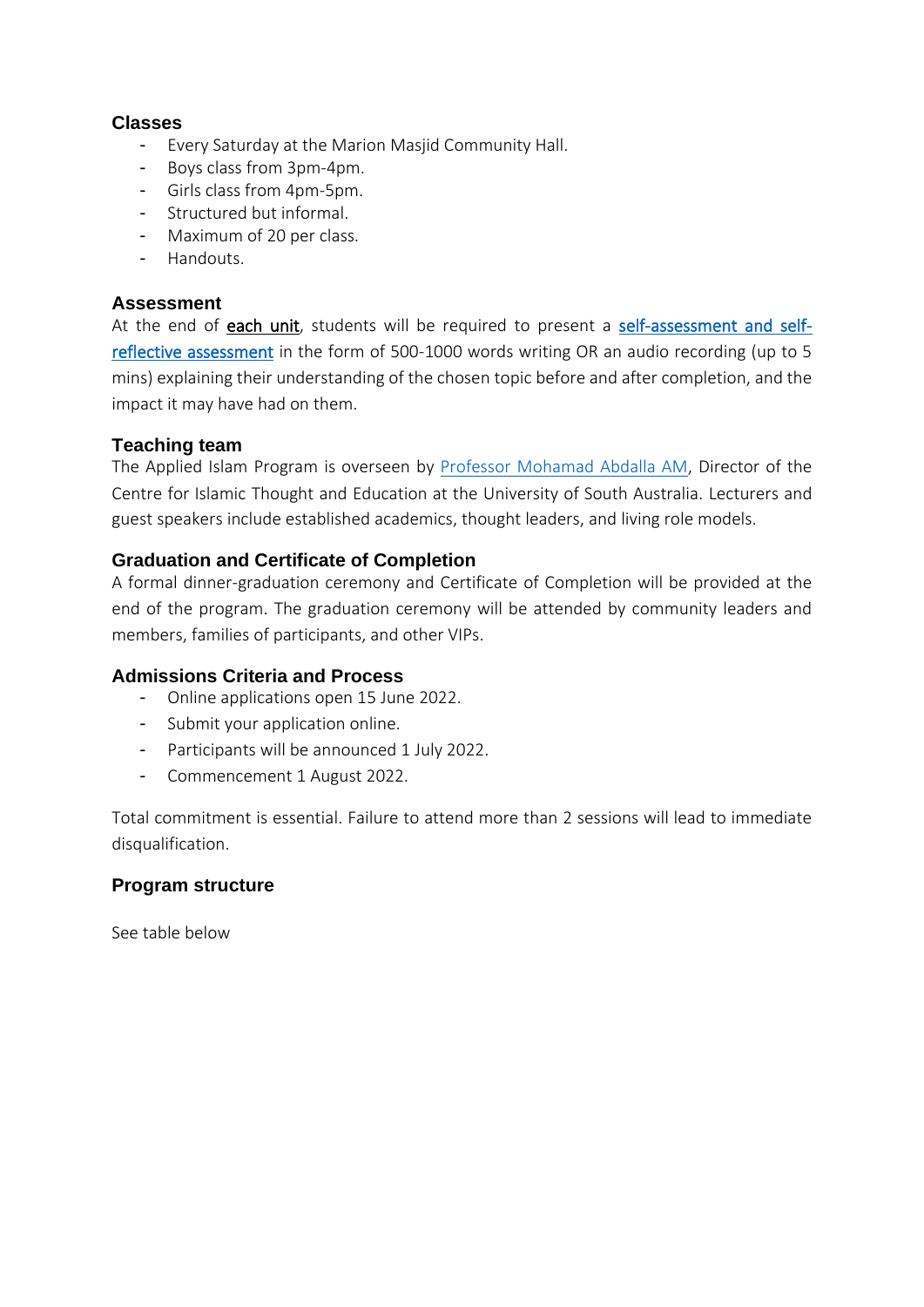## Classes

- Every Saturday at the Marion Masjid Community Hall.
- Boys class from 3pm-4pm.
- Girls class from 4pm-5pm.
- Structured but informal.
- Maximum of 20 per class.
- Handouts.

## Assessment

At the end of **each unit**, students will be required to present a self-assessment and self-reflective assessment in the form of 500-1000 words writing OR an audio recording (up to 5 mins) explaining their understanding of the chosen topic before and after completion, and the impact it may have had on them.

## Teaching team

The Applied Islam Program is overseen by Professor Mohamad Abdalla AM, Director of the Centre for Islamic Thought and Education at the University of South Australia. Lecturers and guest speakers include established academics, thought leaders, and living role models.

## Graduation and Certificate of Completion

A formal dinner-graduation ceremony and Certificate of Completion will be provided at the end of the program. The graduation ceremony will be attended by community leaders and members, families of participants, and other VIPs.

## Admissions Criteria and Process

- Online applications open 15 June 2022.
- Submit your application online.
- Participants will be announced 1 July 2022.
- Commencement 1 August 2022.

Total commitment is essential. Failure to attend more than 2 sessions will lead to immediate disqualification.

## Program structure

See table below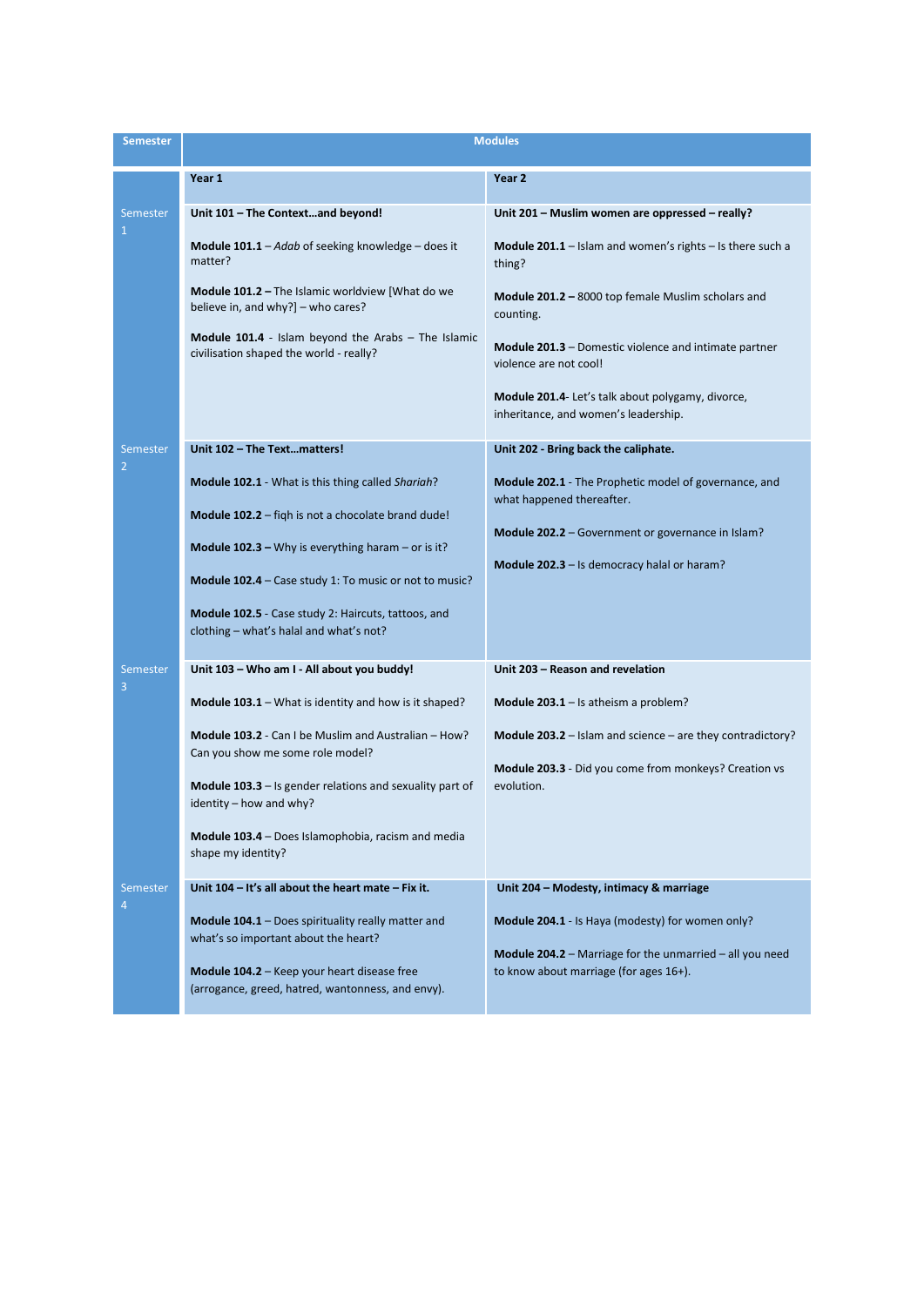| Semester | Modules | |
|---|---|---|
| | **Year 1** | **Year 2** |
| Semester 1 | **Unit 101 – The Context…and beyond!**<br><br>**Module 101.1** – *Adab* of seeking knowledge – does it matter?<br><br>**Module 101.2 –** The Islamic worldview [What do we believe in, and why?] – who cares?<br><br>**Module 101.4** - Islam beyond the Arabs – The Islamic civilisation shaped the world - really? | **Unit 201 – Muslim women are oppressed – really?**<br><br>**Module 201.1** – Islam and women's rights – Is there such a thing?<br><br>**Module 201.2 –** 8000 top female Muslim scholars and counting.<br><br>**Module 201.3** – Domestic violence and intimate partner violence are not cool!<br><br>**Module 201.4**- Let's talk about polygamy, divorce, inheritance, and women's leadership. |
| Semester 2 | **Unit 102 – The Text…matters!**<br><br>**Module 102.1** - What is this thing called *Shariah*?<br><br>**Module 102.2** – fiqh is not a chocolate brand dude!<br><br>**Module 102.3 –** Why is everything haram – or is it?<br><br>**Module 102.4** – Case study 1: To music or not to music?<br><br>**Module 102.5** - Case study 2: Haircuts, tattoos, and clothing – what's halal and what's not? | **Unit 202 - Bring back the caliphate.**<br><br>**Module 202.1** - The Prophetic model of governance, and what happened thereafter.<br><br>**Module 202.2** – Government or governance in Islam?<br><br>**Module 202.3** – Is democracy halal or haram? |
| Semester 3 | **Unit 103 – Who am I - All about you buddy!**<br><br>**Module 103.1** – What is identity and how is it shaped?<br><br>**Module 103.2** - Can I be Muslim and Australian – How? Can you show me some role model?<br><br>**Module 103.3** – Is gender relations and sexuality part of identity – how and why?<br><br>**Module 103.4** – Does Islamophobia, racism and media shape my identity? | **Unit 203 – Reason and revelation**<br><br>**Module 203.1** – Is atheism a problem?<br><br>**Module 203.2** – Islam and science – are they contradictory?<br><br>**Module 203.3** - Did you come from monkeys? Creation vs evolution. |
| Semester 4 | **Unit 104 – It's all about the heart mate – Fix it.**<br><br>**Module 104.1** – Does spirituality really matter and what's so important about the heart?<br><br>**Module 104.2** – Keep your heart disease free (arrogance, greed, hatred, wantonness, and envy). | **Unit 204 – Modesty, intimacy & marriage**<br><br>**Module 204.1** - Is Haya (modesty) for women only?<br><br>**Module 204.2** – Marriage for the unmarried – all you need to know about marriage (for ages 16+). |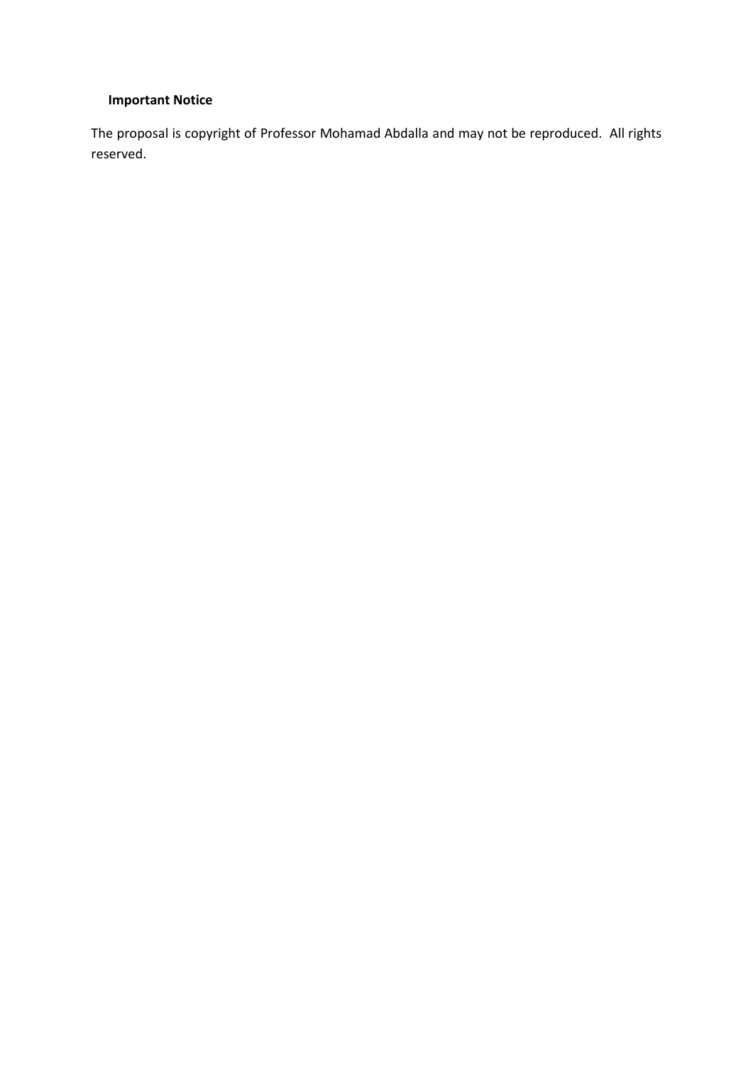**Important Notice**

The proposal is copyright of Professor Mohamad Abdalla and may not be reproduced. All rights reserved.